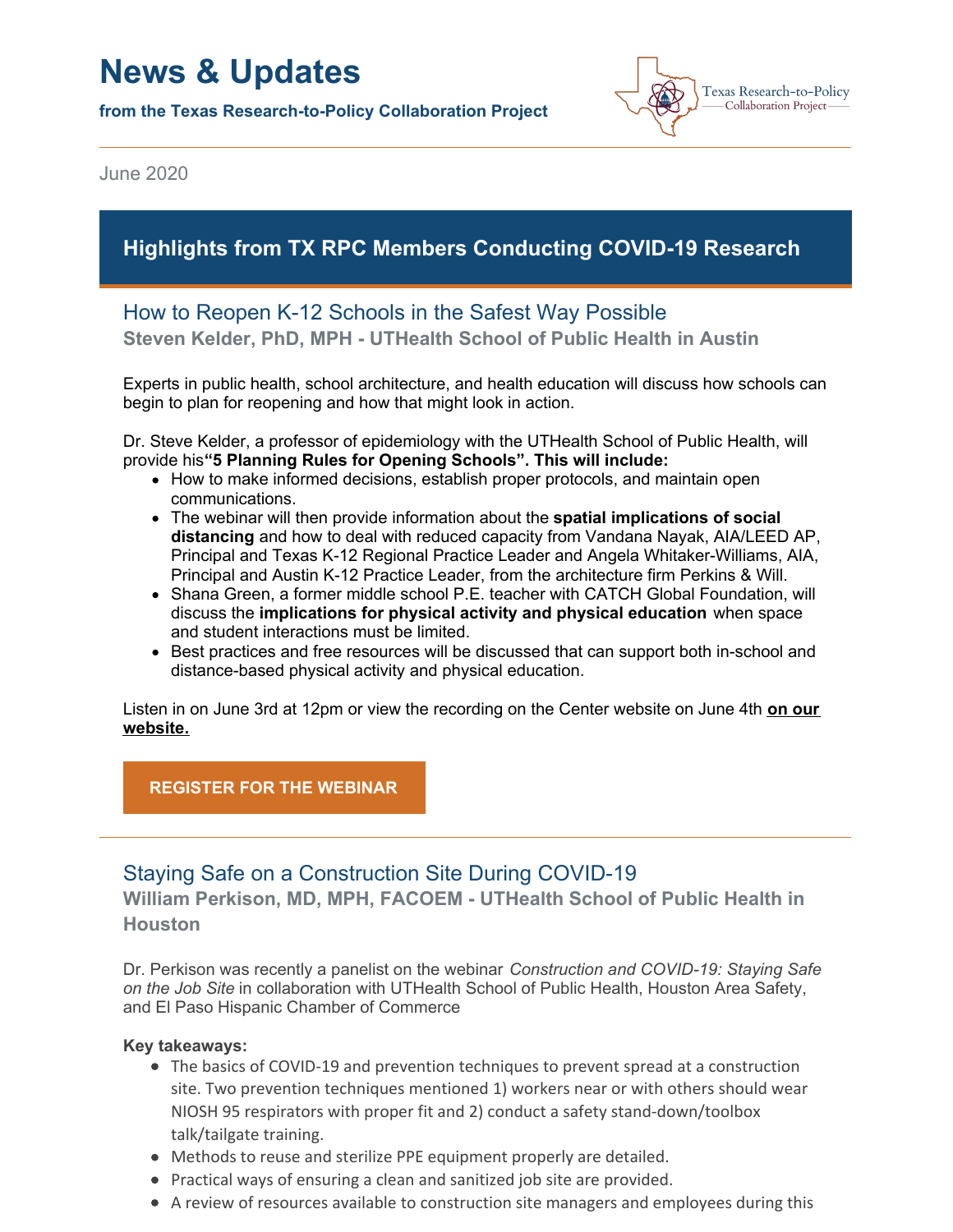# News & Updates

**from the Texas Research-to-Policy Collaboration Project**

Texas Research-to-Policy Collaboration Project

June 2020

## Highlights from TX RPC Members Conducting COVID-19 Research

### How to Reopen K-12 Schools in the Safest Way Possible

**Steven Kelder, PhD, MPH - UTHealth School of Public Health in Austin**

Experts in public health, school architecture, and health education will discuss how schools can begin to plan for reopening and how that might look in action.

Dr. Steve Kelder, a professor of epidemiology with the UTHealth School of Public Health, will provide his **"5 Planning Rules for Opening Schools". This will include:**

- How to make informed decisions, establish proper protocols, and maintain open communications.
- The webinar will then provide information about the **spatial implications of social distancing** and how to deal with reduced capacity from Vandana Nayak, AIA/LEED AP, Principal and Texas K-12 Regional Practice Leader and Angela Whitaker-Williams, AIA, Principal and Austin K-12 Practice Leader, from the architecture firm Perkins & Will.
- Shana Green, a former middle school P.E. teacher with CATCH Global Foundation, will discuss the **implications for physical activity and physical education** when space and student interactions must be limited.
- Best practices and free resources will be discussed that can support both in-school and distance-based physical activity and physical education.

Listen in on June 3rd at 12pm or view the recording on the Center website on June 4th **on our website.**

**REGISTER FOR THE WEBINAR**

---

### Staying Safe on a Construction Site During COVID-19

**William Perkison, MD, MPH, FACOEM - UTHealth School of Public Health in Houston**

Dr. Perkison was recently a panelist on the webinar *Construction and COVID-19: Staying Safe on the Job Site* in collaboration with UTHealth School of Public Health, Houston Area Safety, and El Paso Hispanic Chamber of Commerce

**Key takeaways:**

- The basics of COVID-19 and prevention techniques to prevent spread at a construction site. Two prevention techniques mentioned 1) workers near or with others should wear NIOSH 95 respirators with proper fit and 2) conduct a safety stand-down/toolbox talk/tailgate training.
- Methods to reuse and sterilize PPE equipment properly are detailed.
- Practical ways of ensuring a clean and sanitized job site are provided.
- A review of resources available to construction site managers and employees during this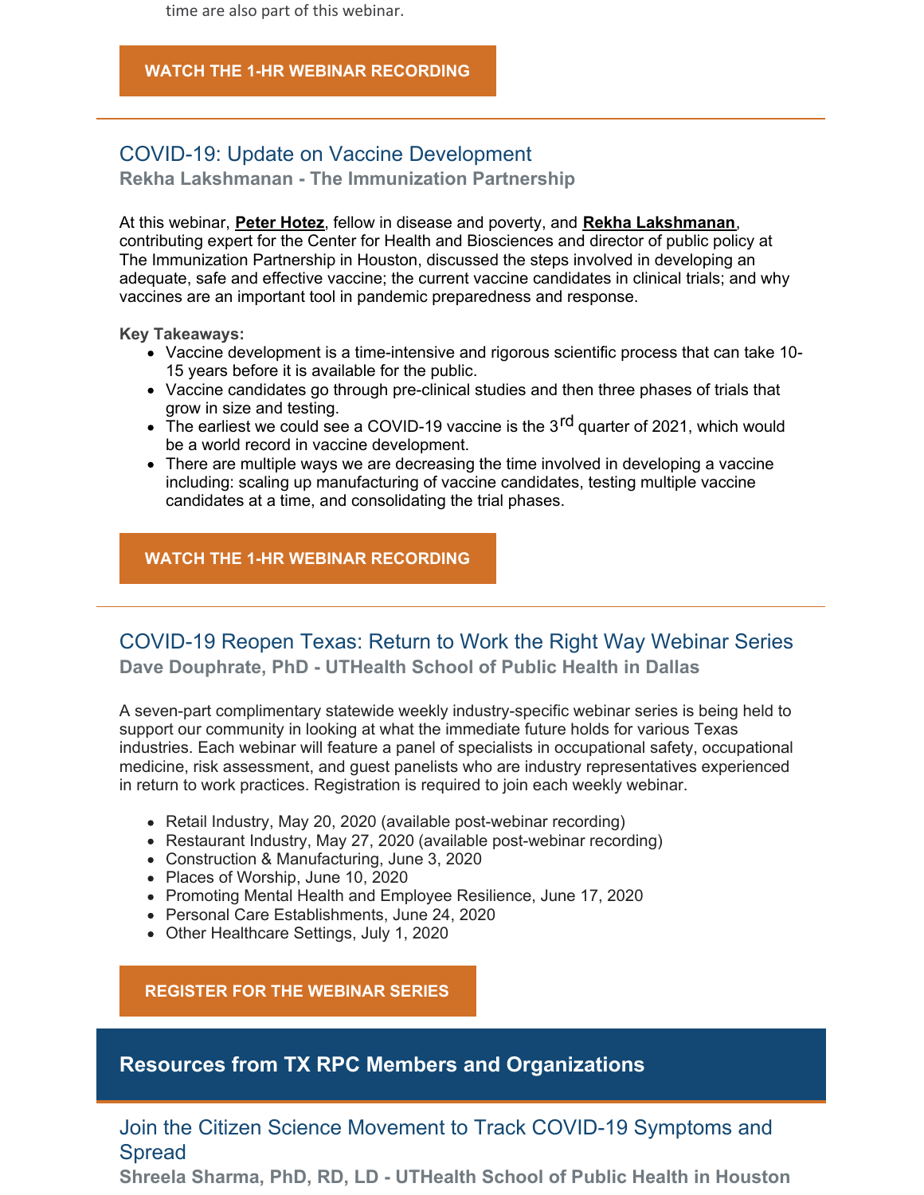time are also part of this webinar.

**WATCH THE 1-HR WEBINAR RECORDING**

---

### COVID-19: Update on Vaccine Development

**Rekha Lakshmanan - The Immunization Partnership**

At this webinar, **Peter Hotez**, fellow in disease and poverty, and **Rekha Lakshmanan**, contributing expert for the Center for Health and Biosciences and director of public policy at The Immunization Partnership in Houston, discussed the steps involved in developing an adequate, safe and effective vaccine; the current vaccine candidates in clinical trials; and why vaccines are an important tool in pandemic preparedness and response.

**Key Takeaways:**

- Vaccine development is a time-intensive and rigorous scientific process that can take 10-15 years before it is available for the public.
- Vaccine candidates go through pre-clinical studies and then three phases of trials that grow in size and testing.
- The earliest we could see a COVID-19 vaccine is the 3rd quarter of 2021, which would be a world record in vaccine development.
- There are multiple ways we are decreasing the time involved in developing a vaccine including: scaling up manufacturing of vaccine candidates, testing multiple vaccine candidates at a time, and consolidating the trial phases.

**WATCH THE 1-HR WEBINAR RECORDING**

---

### COVID-19 Reopen Texas: Return to Work the Right Way Webinar Series

**Dave Douphrate, PhD - UTHealth School of Public Health in Dallas**

A seven-part complimentary statewide weekly industry-specific webinar series is being held to support our community in looking at what the immediate future holds for various Texas industries. Each webinar will feature a panel of specialists in occupational safety, occupational medicine, risk assessment, and guest panelists who are industry representatives experienced in return to work practices. Registration is required to join each weekly webinar.

- Retail Industry, May 20, 2020 (available post-webinar recording)
- Restaurant Industry, May 27, 2020 (available post-webinar recording)
- Construction & Manufacturing, June 3, 2020
- Places of Worship, June 10, 2020
- Promoting Mental Health and Employee Resilience, June 17, 2020
- Personal Care Establishments, June 24, 2020
- Other Healthcare Settings, July 1, 2020

**REGISTER FOR THE WEBINAR SERIES**

## Resources from TX RPC Members and Organizations

### Join the Citizen Science Movement to Track COVID-19 Symptoms and Spread

**Shreela Sharma, PhD, RD, LD - UTHealth School of Public Health in Houston**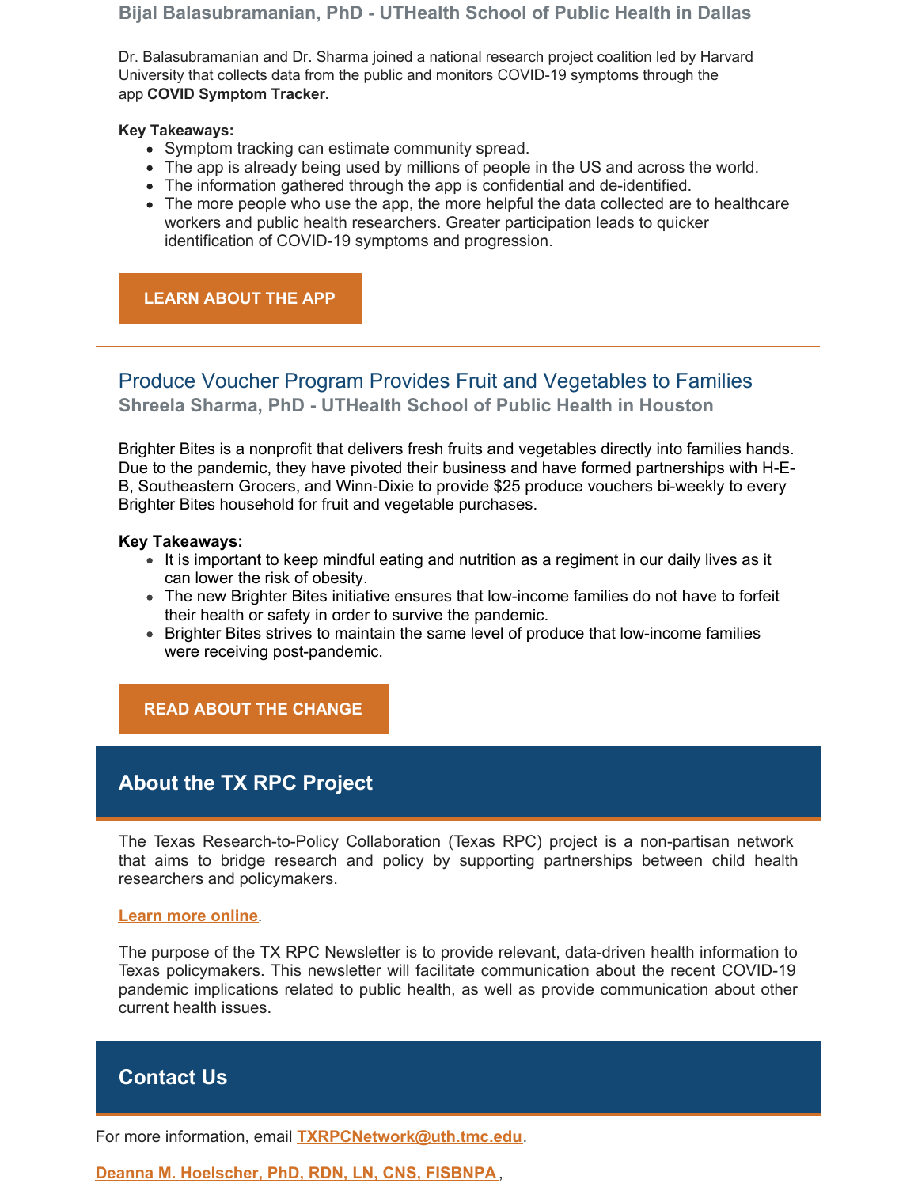### Bijal Balasubramanian, PhD - UTHealth School of Public Health in Dallas

Dr. Balasubramanian and Dr. Sharma joined a national research project coalition led by Harvard University that collects data from the public and monitors COVID-19 symptoms through the app **COVID Symptom Tracker.**

**Key Takeaways:**

- Symptom tracking can estimate community spread.
- The app is already being used by millions of people in the US and across the world.
- The information gathered through the app is confidential and de-identified.
- The more people who use the app, the more helpful the data collected are to healthcare workers and public health researchers. Greater participation leads to quicker identification of COVID-19 symptoms and progression.

**LEARN ABOUT THE APP**

---

## Produce Voucher Program Provides Fruit and Vegetables to Families

### Shreela Sharma, PhD - UTHealth School of Public Health in Houston

Brighter Bites is a nonprofit that delivers fresh fruits and vegetables directly into families hands. Due to the pandemic, they have pivoted their business and have formed partnerships with H-E-B, Southeastern Grocers, and Winn-Dixie to provide $25 produce vouchers bi-weekly to every Brighter Bites household for fruit and vegetable purchases.

**Key Takeaways:**

- It is important to keep mindful eating and nutrition as a regiment in our daily lives as it can lower the risk of obesity.
- The new Brighter Bites initiative ensures that low-income families do not have to forfeit their health or safety in order to survive the pandemic.
- Brighter Bites strives to maintain the same level of produce that low-income families were receiving post-pandemic.

**READ ABOUT THE CHANGE**

## About the TX RPC Project

The Texas Research-to-Policy Collaboration (Texas RPC) project is a non-partisan network that aims to bridge research and policy by supporting partnerships between child health researchers and policymakers.

**Learn more online**.

The purpose of the TX RPC Newsletter is to provide relevant, data-driven health information to Texas policymakers. This newsletter will facilitate communication about the recent COVID-19 pandemic implications related to public health, as well as provide communication about other current health issues.

## Contact Us

For more information, email **TXRPCNetwork@uth.tmc.edu**.

**Deanna M. Hoelscher, PhD, RDN, LN, CNS, FISBNPA** ,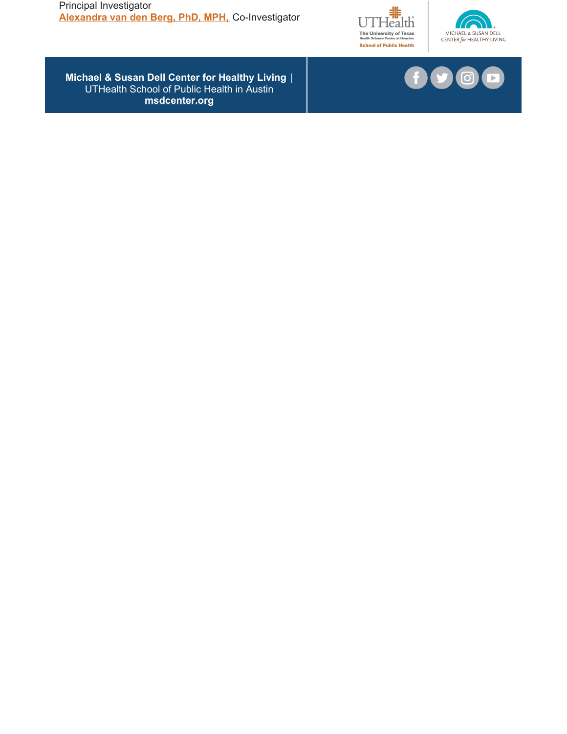Principal Investigator
**Alexandra van den Berg, PhD, MPH,** Co-Investigator

**Michael & Susan Dell Center for Healthy Living** |
UTHealth School of Public Health in Austin
**msdcenter.org**